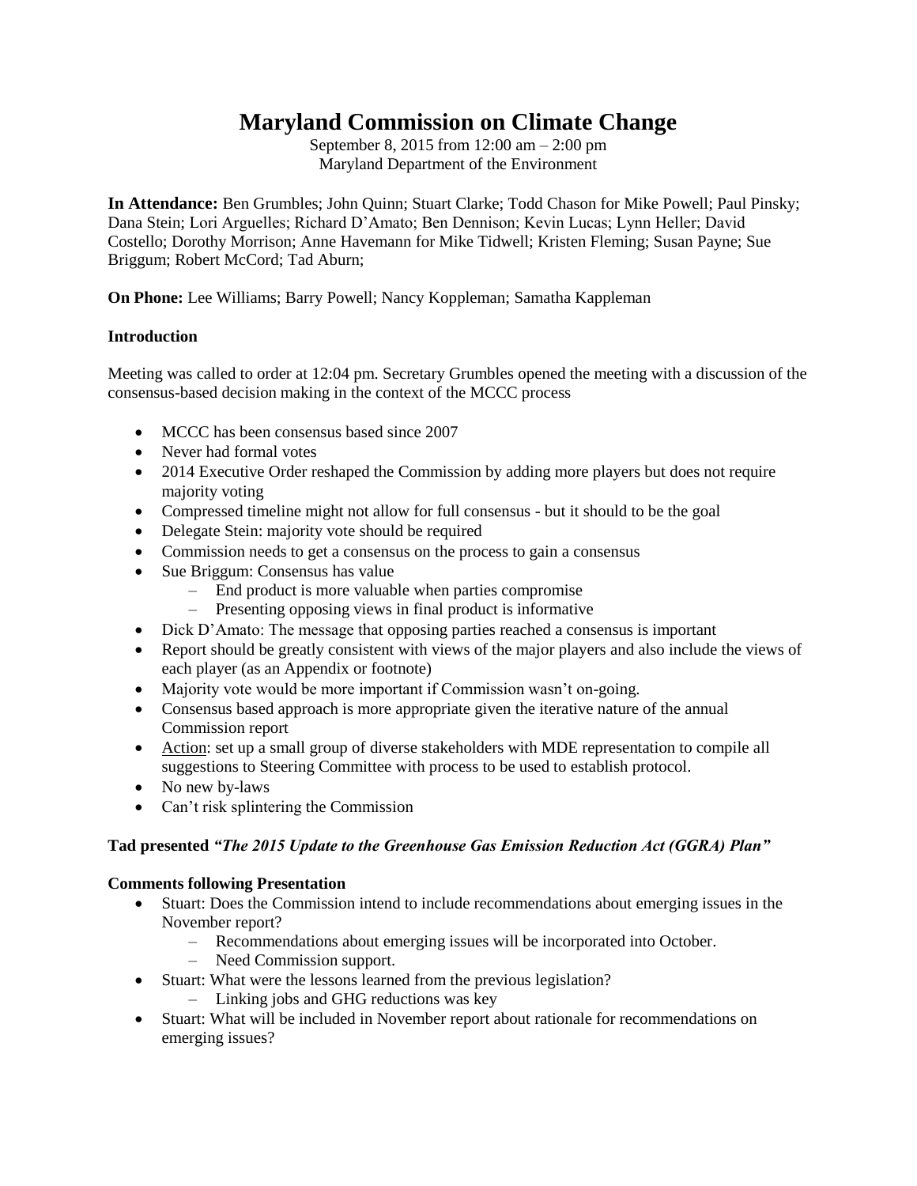# Maryland Commission on Climate Change

September 8, 2015 from 12:00 am – 2:00 pm
Maryland Department of the Environment

**In Attendance:** Ben Grumbles; John Quinn; Stuart Clarke; Todd Chason for Mike Powell; Paul Pinsky; Dana Stein; Lori Arguelles; Richard D'Amato; Ben Dennison; Kevin Lucas; Lynn Heller; David Costello; Dorothy Morrison; Anne Havemann for Mike Tidwell; Kristen Fleming; Susan Payne; Sue Briggum; Robert McCord; Tad Aburn;

**On Phone:** Lee Williams; Barry Powell; Nancy Koppleman; Samatha Kappleman

### Introduction

Meeting was called to order at 12:04 pm. Secretary Grumbles opened the meeting with a discussion of the consensus-based decision making in the context of the MCCC process

- MCCC has been consensus based since 2007
- Never had formal votes
- 2014 Executive Order reshaped the Commission by adding more players but does not require majority voting
- Compressed timeline might not allow for full consensus - but it should to be the goal
- Delegate Stein: majority vote should be required
- Commission needs to get a consensus on the process to gain a consensus
- Sue Briggum: Consensus has value
  - End product is more valuable when parties compromise
  - Presenting opposing views in final product is informative
- Dick D'Amato: The message that opposing parties reached a consensus is important
- Report should be greatly consistent with views of the major players and also include the views of each player (as an Appendix or footnote)
- Majority vote would be more important if Commission wasn't on-going.
- Consensus based approach is more appropriate given the iterative nature of the annual Commission report
- Action: set up a small group of diverse stakeholders with MDE representation to compile all suggestions to Steering Committee with process to be used to establish protocol.
- No new by-laws
- Can't risk splintering the Commission

### Tad presented *"The 2015 Update to the Greenhouse Gas Emission Reduction Act (GGRA) Plan"*

### Comments following Presentation

- Stuart: Does the Commission intend to include recommendations about emerging issues in the November report?
  - Recommendations about emerging issues will be incorporated into October.
  - Need Commission support.
- Stuart: What were the lessons learned from the previous legislation?
  - Linking jobs and GHG reductions was key
- Stuart: What will be included in November report about rationale for recommendations on emerging issues?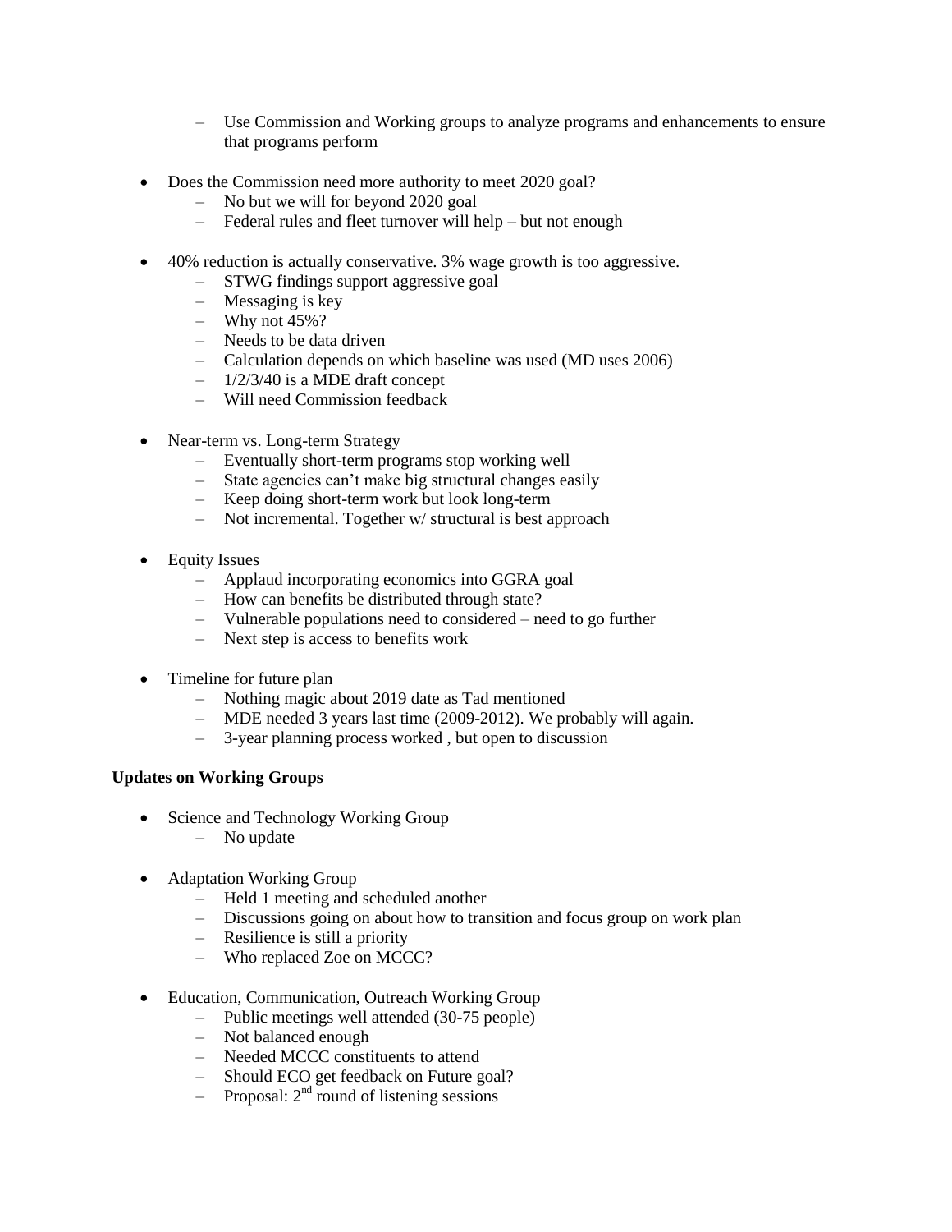- Use Commission and Working groups to analyze programs and enhancements to ensure that programs perform

- Does the Commission need more authority to meet 2020 goal?
  - No but we will for beyond 2020 goal
  - Federal rules and fleet turnover will help – but not enough

- 40% reduction is actually conservative. 3% wage growth is too aggressive.
  - STWG findings support aggressive goal
  - Messaging is key
  - Why not 45%?
  - Needs to be data driven
  - Calculation depends on which baseline was used (MD uses 2006)
  - 1/2/3/40 is a MDE draft concept
  - Will need Commission feedback

- Near-term vs. Long-term Strategy
  - Eventually short-term programs stop working well
  - State agencies can't make big structural changes easily
  - Keep doing short-term work but look long-term
  - Not incremental. Together w/ structural is best approach

- Equity Issues
  - Applaud incorporating economics into GGRA goal
  - How can benefits be distributed through state?
  - Vulnerable populations need to considered – need to go further
  - Next step is access to benefits work

- Timeline for future plan
  - Nothing magic about 2019 date as Tad mentioned
  - MDE needed 3 years last time (2009-2012). We probably will again.
  - 3-year planning process worked , but open to discussion

**Updates on Working Groups**

- Science and Technology Working Group
  - No update

- Adaptation Working Group
  - Held 1 meeting and scheduled another
  - Discussions going on about how to transition and focus group on work plan
  - Resilience is still a priority
  - Who replaced Zoe on MCCC?

- Education, Communication, Outreach Working Group
  - Public meetings well attended (30-75 people)
  - Not balanced enough
  - Needed MCCC constituents to attend
  - Should ECO get feedback on Future goal?
  - Proposal: 2nd round of listening sessions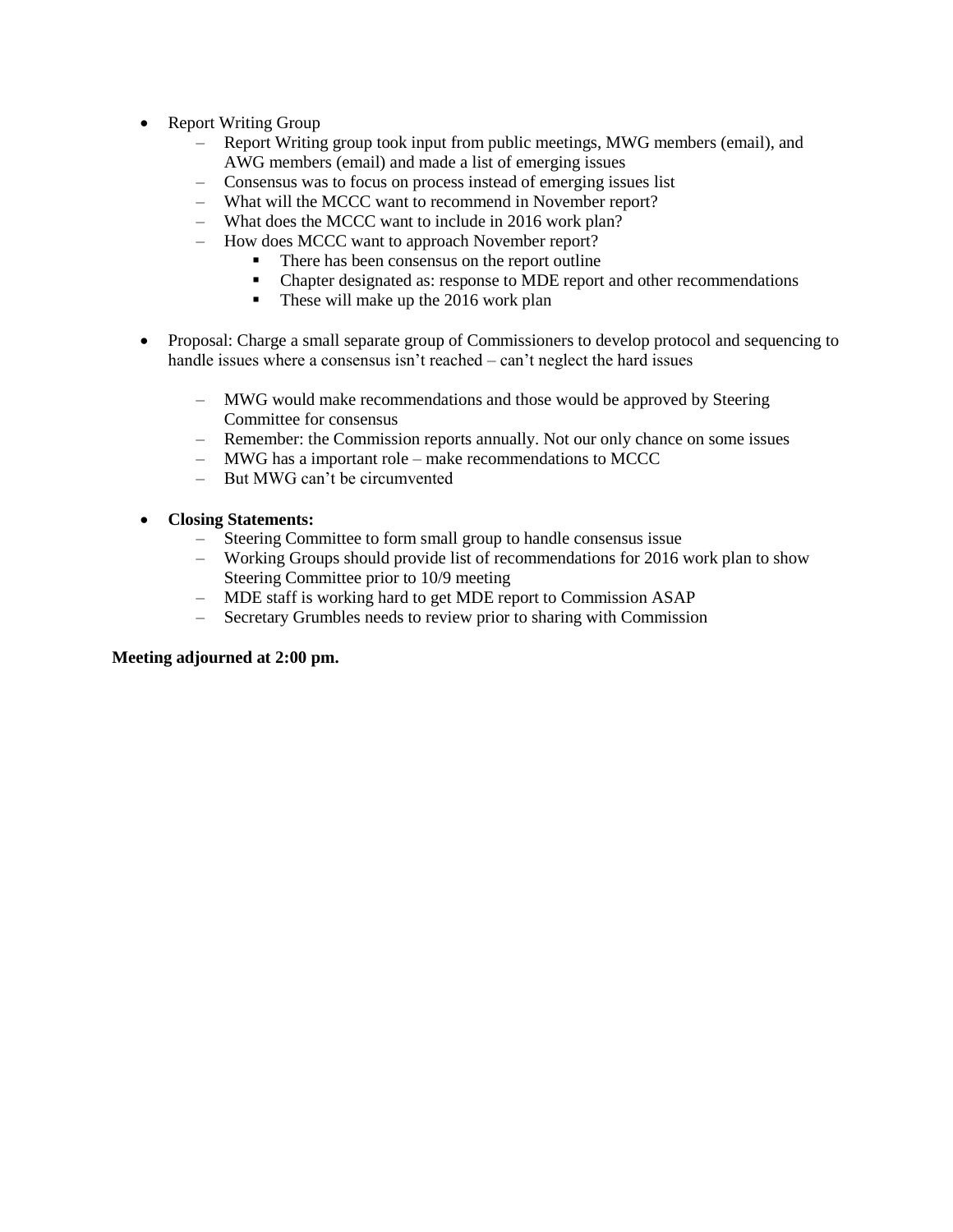- Report Writing Group
  - Report Writing group took input from public meetings, MWG members (email), and AWG members (email) and made a list of emerging issues
  - Consensus was to focus on process instead of emerging issues list
  - What will the MCCC want to recommend in November report?
  - What does the MCCC want to include in 2016 work plan?
  - How does MCCC want to approach November report?
    - There has been consensus on the report outline
    - Chapter designated as: response to MDE report and other recommendations
    - These will make up the 2016 work plan

- Proposal: Charge a small separate group of Commissioners to develop protocol and sequencing to handle issues where a consensus isn't reached – can't neglect the hard issues

  - MWG would make recommendations and those would be approved by Steering Committee for consensus
  - Remember: the Commission reports annually. Not our only chance on some issues
  - MWG has a important role – make recommendations to MCCC
  - But MWG can't be circumvented

- **Closing Statements:**
  - Steering Committee to form small group to handle consensus issue
  - Working Groups should provide list of recommendations for 2016 work plan to show Steering Committee prior to 10/9 meeting
  - MDE staff is working hard to get MDE report to Commission ASAP
  - Secretary Grumbles needs to review prior to sharing with Commission

**Meeting adjourned at 2:00 pm.**